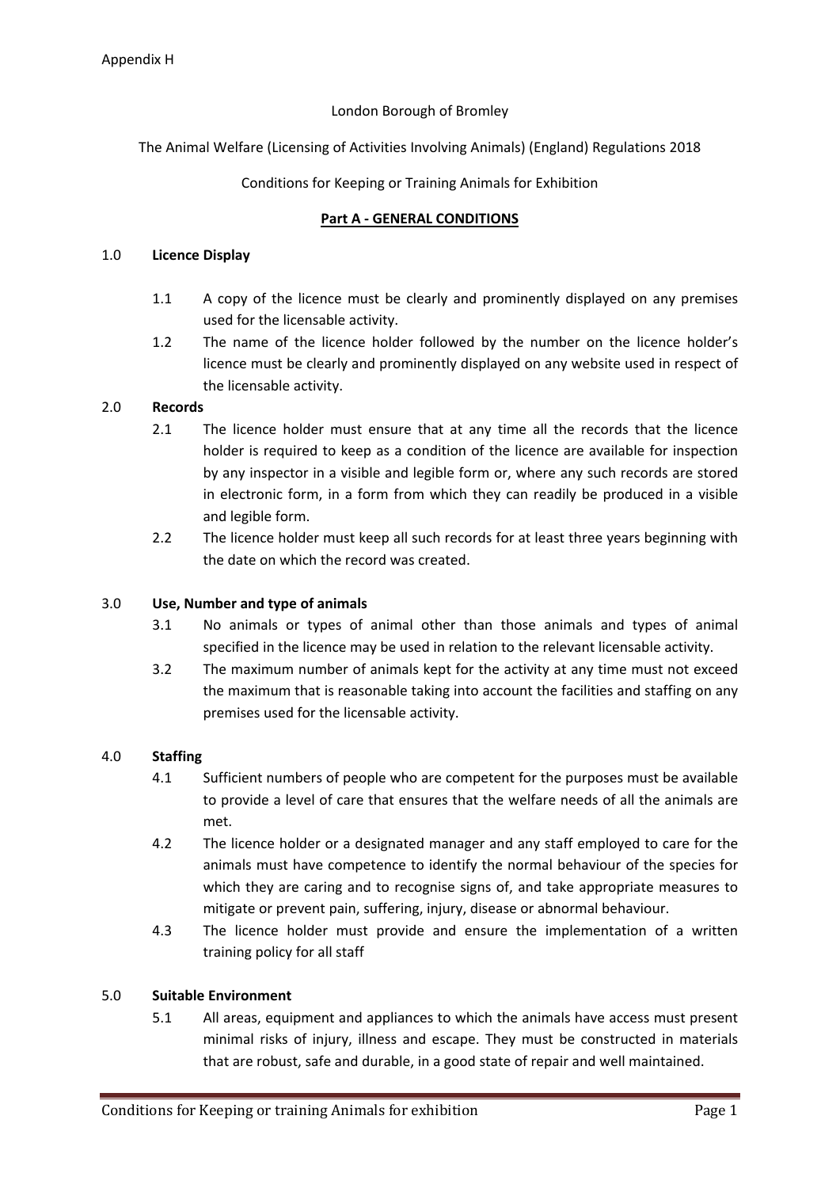Appendix H

London Borough of Bromley

The Animal Welfare (Licensing of Activities Involving Animals) (England) Regulations 2018

Conditions for Keeping or Training Animals for Exhibition

## Part A - GENERAL CONDITIONS

### 1.0 Licence Display

1.1 A copy of the licence must be clearly and prominently displayed on any premises used for the licensable activity.

1.2 The name of the licence holder followed by the number on the licence holder's licence must be clearly and prominently displayed on any website used in respect of the licensable activity.

### 2.0 Records

2.1 The licence holder must ensure that at any time all the records that the licence holder is required to keep as a condition of the licence are available for inspection by any inspector in a visible and legible form or, where any such records are stored in electronic form, in a form from which they can readily be produced in a visible and legible form.

2.2 The licence holder must keep all such records for at least three years beginning with the date on which the record was created.

### 3.0 Use, Number and type of animals

3.1 No animals or types of animal other than those animals and types of animal specified in the licence may be used in relation to the relevant licensable activity.

3.2 The maximum number of animals kept for the activity at any time must not exceed the maximum that is reasonable taking into account the facilities and staffing on any premises used for the licensable activity.

### 4.0 Staffing

4.1 Sufficient numbers of people who are competent for the purposes must be available to provide a level of care that ensures that the welfare needs of all the animals are met.

4.2 The licence holder or a designated manager and any staff employed to care for the animals must have competence to identify the normal behaviour of the species for which they are caring and to recognise signs of, and take appropriate measures to mitigate or prevent pain, suffering, injury, disease or abnormal behaviour.

4.3 The licence holder must provide and ensure the implementation of a written training policy for all staff

### 5.0 Suitable Environment

5.1 All areas, equipment and appliances to which the animals have access must present minimal risks of injury, illness and escape. They must be constructed in materials that are robust, safe and durable, in a good state of repair and well maintained.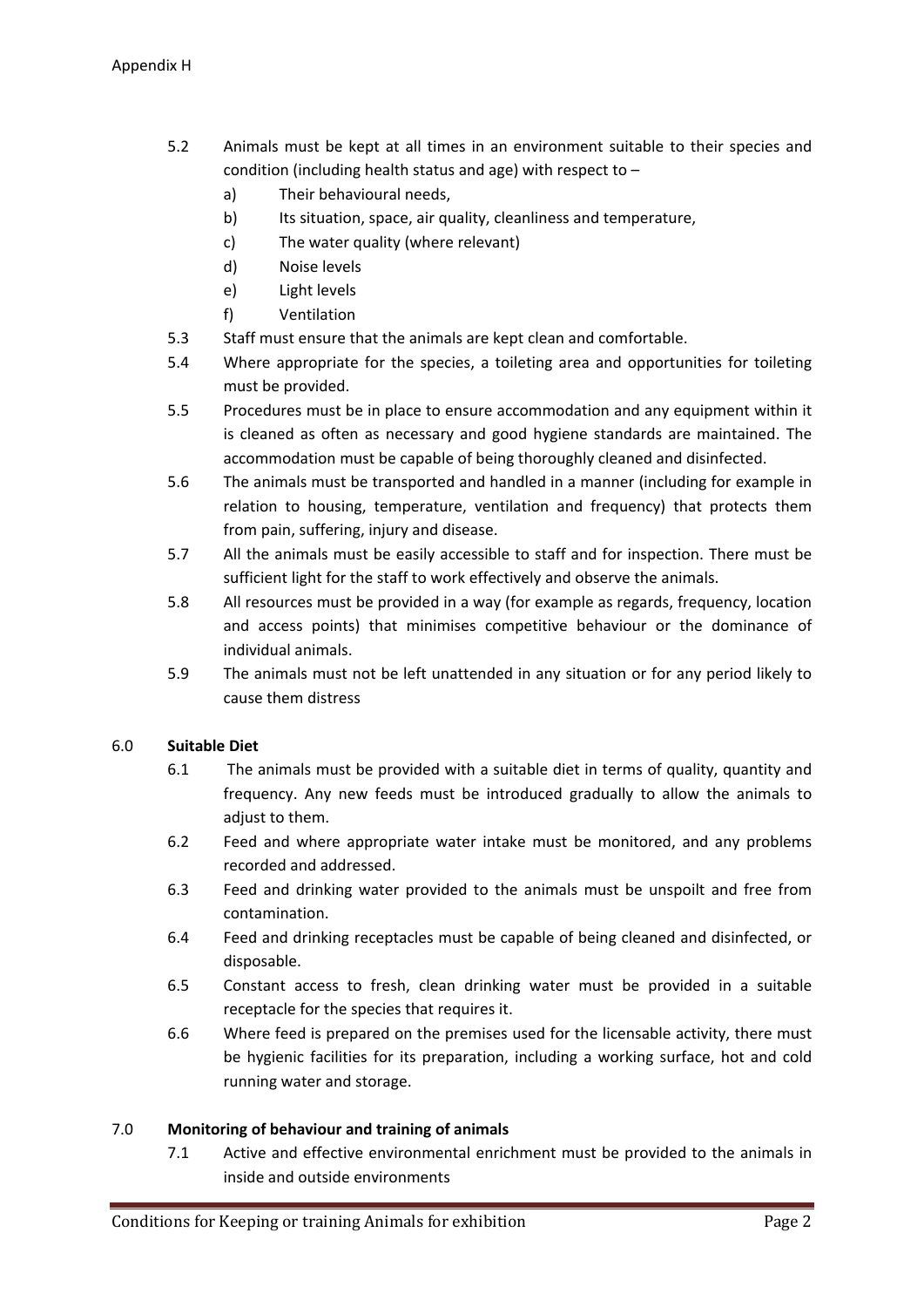5.2 Animals must be kept at all times in an environment suitable to their species and condition (including health status and age) with respect to –

a) Their behavioural needs,
b) Its situation, space, air quality, cleanliness and temperature,
c) The water quality (where relevant)
d) Noise levels
e) Light levels
f) Ventilation

5.3 Staff must ensure that the animals are kept clean and comfortable.

5.4 Where appropriate for the species, a toileting area and opportunities for toileting must be provided.

5.5 Procedures must be in place to ensure accommodation and any equipment within it is cleaned as often as necessary and good hygiene standards are maintained. The accommodation must be capable of being thoroughly cleaned and disinfected.

5.6 The animals must be transported and handled in a manner (including for example in relation to housing, temperature, ventilation and frequency) that protects them from pain, suffering, injury and disease.

5.7 All the animals must be easily accessible to staff and for inspection. There must be sufficient light for the staff to work effectively and observe the animals.

5.8 All resources must be provided in a way (for example as regards, frequency, location and access points) that minimises competitive behaviour or the dominance of individual animals.

5.9 The animals must not be left unattended in any situation or for any period likely to cause them distress

## 6.0 Suitable Diet

6.1 The animals must be provided with a suitable diet in terms of quality, quantity and frequency. Any new feeds must be introduced gradually to allow the animals to adjust to them.

6.2 Feed and where appropriate water intake must be monitored, and any problems recorded and addressed.

6.3 Feed and drinking water provided to the animals must be unspoilt and free from contamination.

6.4 Feed and drinking receptacles must be capable of being cleaned and disinfected, or disposable.

6.5 Constant access to fresh, clean drinking water must be provided in a suitable receptacle for the species that requires it.

6.6 Where feed is prepared on the premises used for the licensable activity, there must be hygienic facilities for its preparation, including a working surface, hot and cold running water and storage.

## 7.0 Monitoring of behaviour and training of animals

7.1 Active and effective environmental enrichment must be provided to the animals in inside and outside environments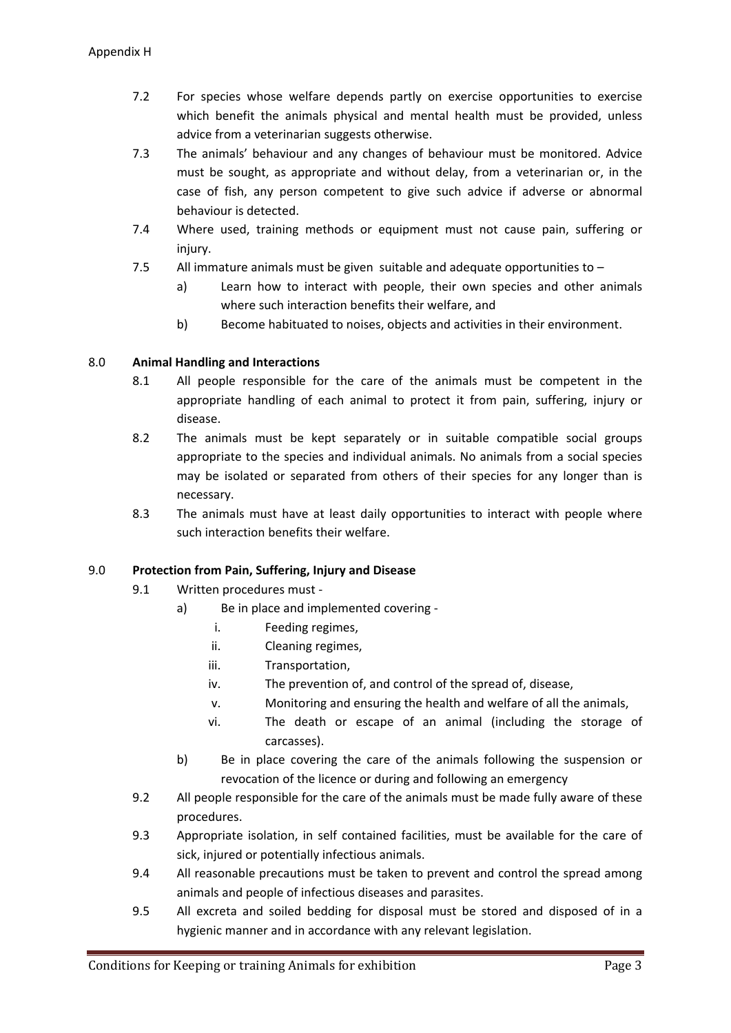7.2 For species whose welfare depends partly on exercise opportunities to exercise which benefit the animals physical and mental health must be provided, unless advice from a veterinarian suggests otherwise.

7.3 The animals' behaviour and any changes of behaviour must be monitored. Advice must be sought, as appropriate and without delay, from a veterinarian or, in the case of fish, any person competent to give such advice if adverse or abnormal behaviour is detected.

7.4 Where used, training methods or equipment must not cause pain, suffering or injury.

7.5 All immature animals must be given suitable and adequate opportunities to –

a) Learn how to interact with people, their own species and other animals where such interaction benefits their welfare, and

b) Become habituated to noises, objects and activities in their environment.

## 8.0 Animal Handling and Interactions

8.1 All people responsible for the care of the animals must be competent in the appropriate handling of each animal to protect it from pain, suffering, injury or disease.

8.2 The animals must be kept separately or in suitable compatible social groups appropriate to the species and individual animals. No animals from a social species may be isolated or separated from others of their species for any longer than is necessary.

8.3 The animals must have at least daily opportunities to interact with people where such interaction benefits their welfare.

## 9.0 Protection from Pain, Suffering, Injury and Disease

9.1 Written procedures must -

a) Be in place and implemented covering -

i. Feeding regimes,

ii. Cleaning regimes,

iii. Transportation,

iv. The prevention of, and control of the spread of, disease,

v. Monitoring and ensuring the health and welfare of all the animals,

vi. The death or escape of an animal (including the storage of carcasses).

b) Be in place covering the care of the animals following the suspension or revocation of the licence or during and following an emergency

9.2 All people responsible for the care of the animals must be made fully aware of these procedures.

9.3 Appropriate isolation, in self contained facilities, must be available for the care of sick, injured or potentially infectious animals.

9.4 All reasonable precautions must be taken to prevent and control the spread among animals and people of infectious diseases and parasites.

9.5 All excreta and soiled bedding for disposal must be stored and disposed of in a hygienic manner and in accordance with any relevant legislation.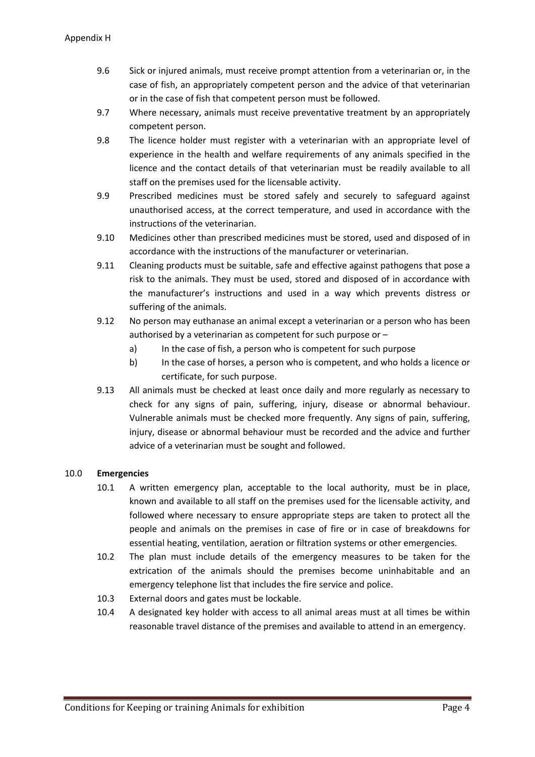9.6 Sick or injured animals, must receive prompt attention from a veterinarian or, in the case of fish, an appropriately competent person and the advice of that veterinarian or in the case of fish that competent person must be followed.

9.7 Where necessary, animals must receive preventative treatment by an appropriately competent person.

9.8 The licence holder must register with a veterinarian with an appropriate level of experience in the health and welfare requirements of any animals specified in the licence and the contact details of that veterinarian must be readily available to all staff on the premises used for the licensable activity.

9.9 Prescribed medicines must be stored safely and securely to safeguard against unauthorised access, at the correct temperature, and used in accordance with the instructions of the veterinarian.

9.10 Medicines other than prescribed medicines must be stored, used and disposed of in accordance with the instructions of the manufacturer or veterinarian.

9.11 Cleaning products must be suitable, safe and effective against pathogens that pose a risk to the animals. They must be used, stored and disposed of in accordance with the manufacturer's instructions and used in a way which prevents distress or suffering of the animals.

9.12 No person may euthanase an animal except a veterinarian or a person who has been authorised by a veterinarian as competent for such purpose or –

   a) In the case of fish, a person who is competent for such purpose

   b) In the case of horses, a person who is competent, and who holds a licence or certificate, for such purpose.

9.13 All animals must be checked at least once daily and more regularly as necessary to check for any signs of pain, suffering, injury, disease or abnormal behaviour. Vulnerable animals must be checked more frequently. Any signs of pain, suffering, injury, disease or abnormal behaviour must be recorded and the advice and further advice of a veterinarian must be sought and followed.

## 10.0 Emergencies

10.1 A written emergency plan, acceptable to the local authority, must be in place, known and available to all staff on the premises used for the licensable activity, and followed where necessary to ensure appropriate steps are taken to protect all the people and animals on the premises in case of fire or in case of breakdowns for essential heating, ventilation, aeration or filtration systems or other emergencies.

10.2 The plan must include details of the emergency measures to be taken for the extrication of the animals should the premises become uninhabitable and an emergency telephone list that includes the fire service and police.

10.3 External doors and gates must be lockable.

10.4 A designated key holder with access to all animal areas must at all times be within reasonable travel distance of the premises and available to attend in an emergency.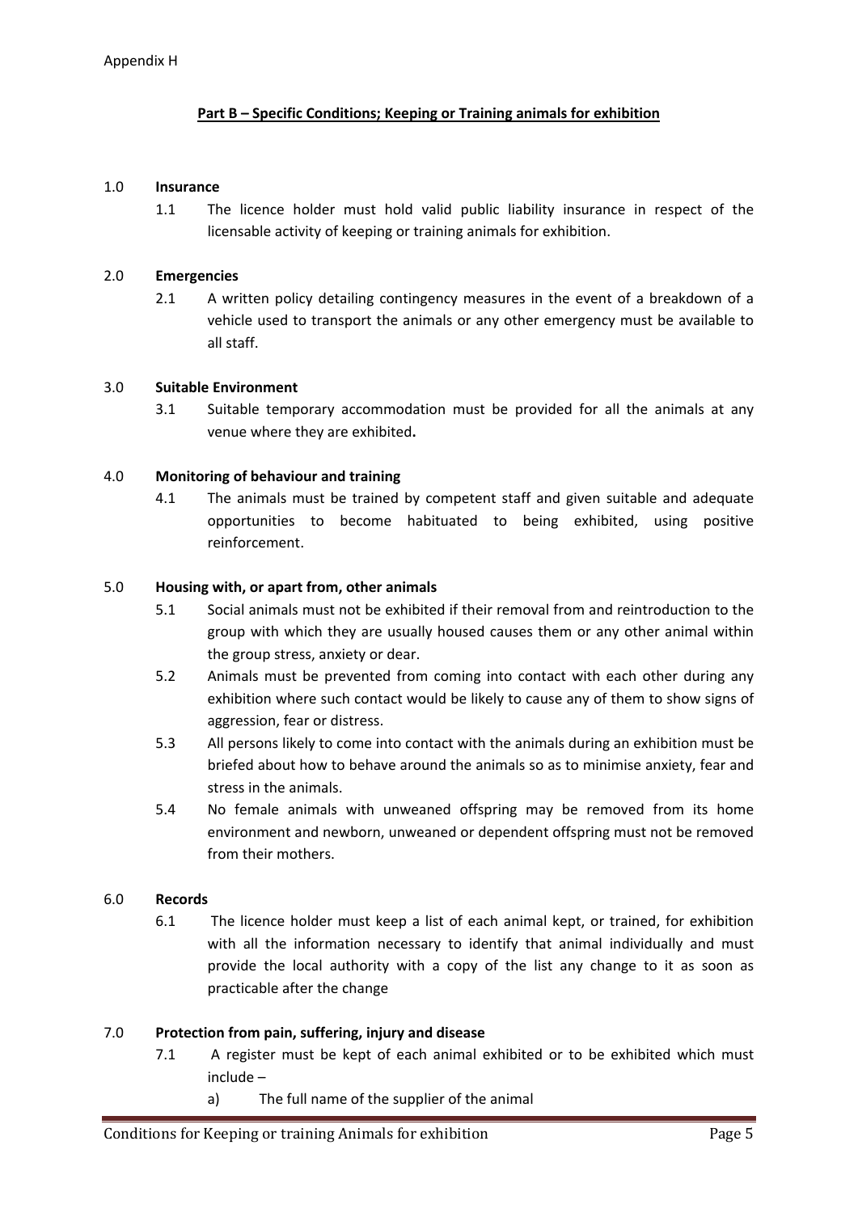Appendix H

## Part B – Specific Conditions; Keeping or Training animals for exhibition

1.0 **Insurance**

1.1 The licence holder must hold valid public liability insurance in respect of the licensable activity of keeping or training animals for exhibition.

2.0 **Emergencies**

2.1 A written policy detailing contingency measures in the event of a breakdown of a vehicle used to transport the animals or any other emergency must be available to all staff.

3.0 **Suitable Environment**

3.1 Suitable temporary accommodation must be provided for all the animals at any venue where they are exhibited**.**

4.0 **Monitoring of behaviour and training**

4.1 The animals must be trained by competent staff and given suitable and adequate opportunities to become habituated to being exhibited, using positive reinforcement.

5.0 **Housing with, or apart from, other animals**

5.1 Social animals must not be exhibited if their removal from and reintroduction to the group with which they are usually housed causes them or any other animal within the group stress, anxiety or dear.

5.2 Animals must be prevented from coming into contact with each other during any exhibition where such contact would be likely to cause any of them to show signs of aggression, fear or distress.

5.3 All persons likely to come into contact with the animals during an exhibition must be briefed about how to behave around the animals so as to minimise anxiety, fear and stress in the animals.

5.4 No female animals with unweaned offspring may be removed from its home environment and newborn, unweaned or dependent offspring must not be removed from their mothers.

6.0 **Records**

6.1 The licence holder must keep a list of each animal kept, or trained, for exhibition with all the information necessary to identify that animal individually and must provide the local authority with a copy of the list any change to it as soon as practicable after the change

7.0 **Protection from pain, suffering, injury and disease**

7.1 A register must be kept of each animal exhibited or to be exhibited which must include –

a) The full name of the supplier of the animal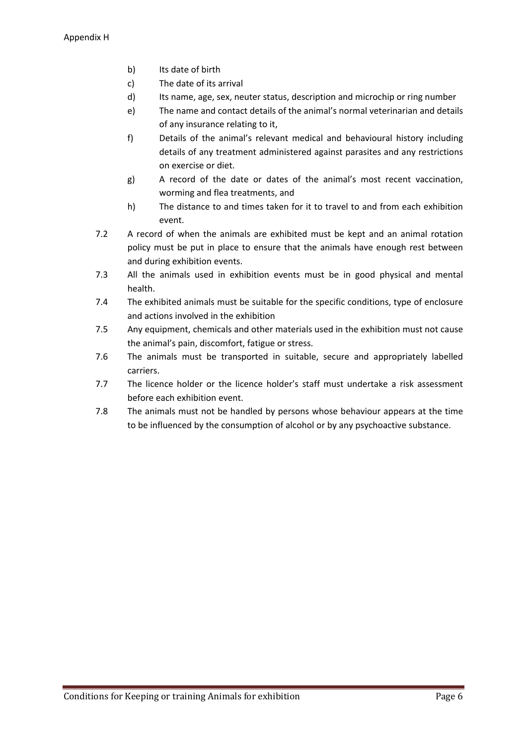b) Its date of birth

c) The date of its arrival

d) Its name, age, sex, neuter status, description and microchip or ring number

e) The name and contact details of the animal's normal veterinarian and details of any insurance relating to it,

f) Details of the animal's relevant medical and behavioural history including details of any treatment administered against parasites and any restrictions on exercise or diet.

g) A record of the date or dates of the animal's most recent vaccination, worming and flea treatments, and

h) The distance to and times taken for it to travel to and from each exhibition event.

7.2 A record of when the animals are exhibited must be kept and an animal rotation policy must be put in place to ensure that the animals have enough rest between and during exhibition events.

7.3 All the animals used in exhibition events must be in good physical and mental health.

7.4 The exhibited animals must be suitable for the specific conditions, type of enclosure and actions involved in the exhibition

7.5 Any equipment, chemicals and other materials used in the exhibition must not cause the animal's pain, discomfort, fatigue or stress.

7.6 The animals must be transported in suitable, secure and appropriately labelled carriers.

7.7 The licence holder or the licence holder's staff must undertake a risk assessment before each exhibition event.

7.8 The animals must not be handled by persons whose behaviour appears at the time to be influenced by the consumption of alcohol or by any psychoactive substance.